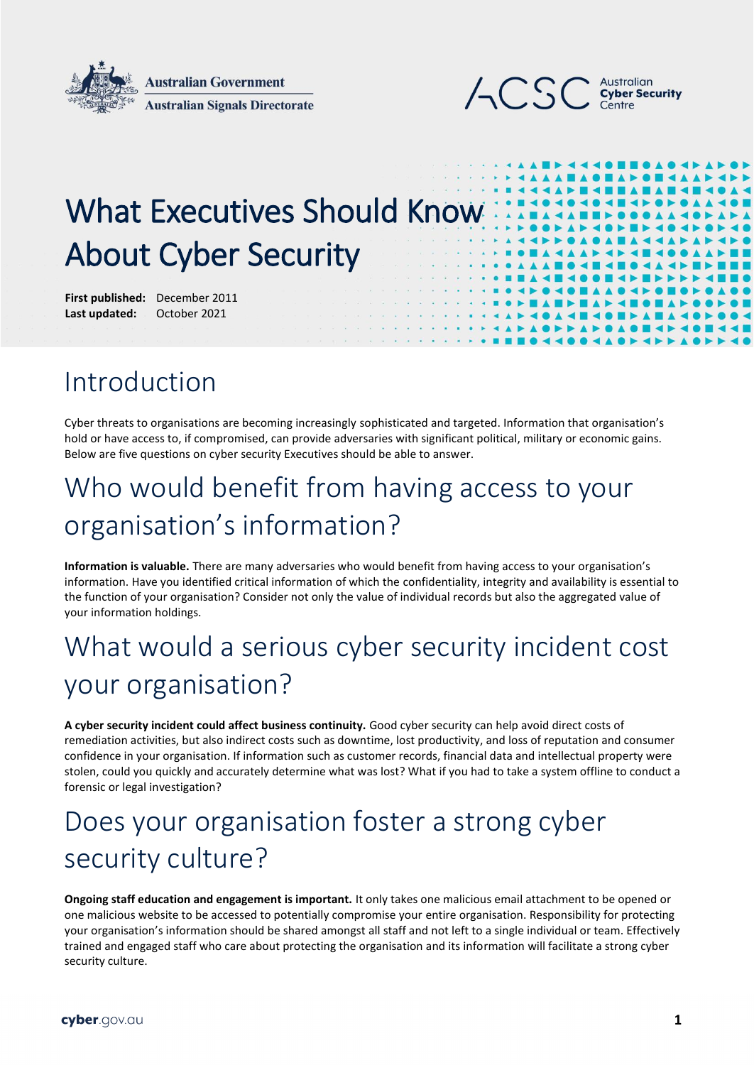Australian Government
Australian Signals Directorate

ACSC Australian Cyber Security Centre

# What Executives Should Know About Cyber Security

**First published:** December 2011
**Last updated:** October 2021

## Introduction

Cyber threats to organisations are becoming increasingly sophisticated and targeted. Information that organisation's hold or have access to, if compromised, can provide adversaries with significant political, military or economic gains. Below are five questions on cyber security Executives should be able to answer.

## Who would benefit from having access to your organisation's information?

**Information is valuable.** There are many adversaries who would benefit from having access to your organisation's information. Have you identified critical information of which the confidentiality, integrity and availability is essential to the function of your organisation? Consider not only the value of individual records but also the aggregated value of your information holdings.

## What would a serious cyber security incident cost your organisation?

**A cyber security incident could affect business continuity.** Good cyber security can help avoid direct costs of remediation activities, but also indirect costs such as downtime, lost productivity, and loss of reputation and consumer confidence in your organisation. If information such as customer records, financial data and intellectual property were stolen, could you quickly and accurately determine what was lost? What if you had to take a system offline to conduct a forensic or legal investigation?

## Does your organisation foster a strong cyber security culture?

**Ongoing staff education and engagement is important.** It only takes one malicious email attachment to be opened or one malicious website to be accessed to potentially compromise your entire organisation. Responsibility for protecting your organisation's information should be shared amongst all staff and not left to a single individual or team. Effectively trained and engaged staff who care about protecting the organisation and its information will facilitate a strong cyber security culture.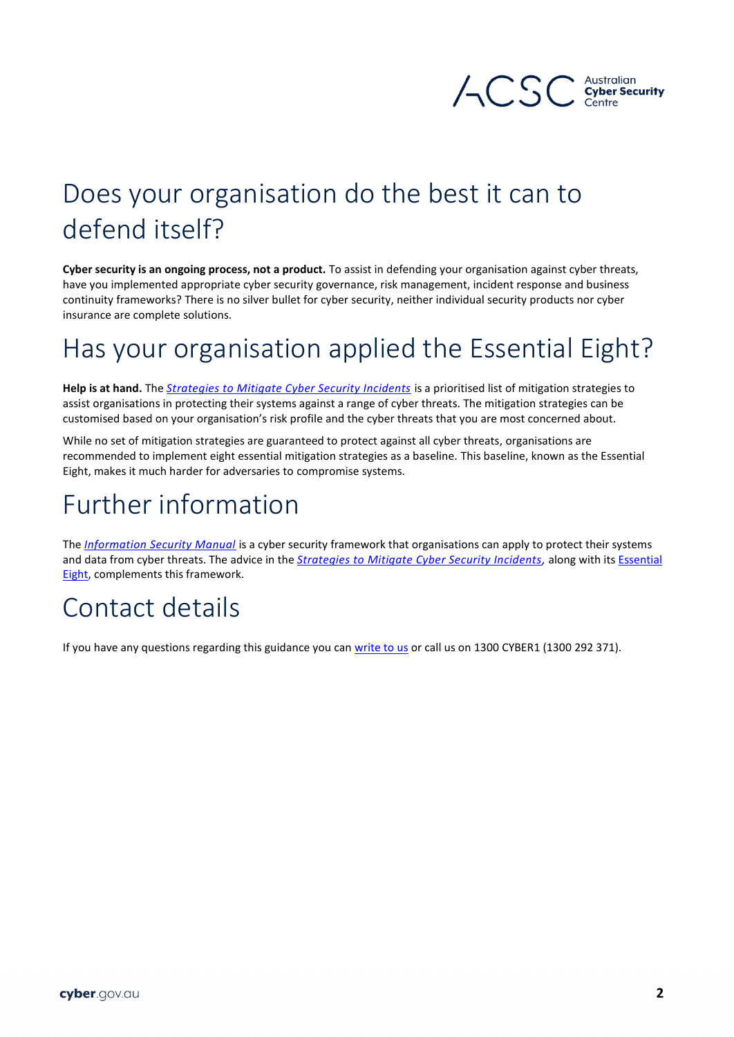# Does your organisation do the best it can to defend itself?

**Cyber security is an ongoing process, not a product.** To assist in defending your organisation against cyber threats, have you implemented appropriate cyber security governance, risk management, incident response and business continuity frameworks? There is no silver bullet for cyber security, neither individual security products nor cyber insurance are complete solutions.

# Has your organisation applied the Essential Eight?

**Help is at hand.** The *Strategies to Mitigate Cyber Security Incidents* is a prioritised list of mitigation strategies to assist organisations in protecting their systems against a range of cyber threats. The mitigation strategies can be customised based on your organisation's risk profile and the cyber threats that you are most concerned about.

While no set of mitigation strategies are guaranteed to protect against all cyber threats, organisations are recommended to implement eight essential mitigation strategies as a baseline. This baseline, known as the Essential Eight, makes it much harder for adversaries to compromise systems.

# Further information

The *Information Security Manual* is a cyber security framework that organisations can apply to protect their systems and data from cyber threats. The advice in the *Strategies to Mitigate Cyber Security Incidents*, along with its Essential Eight, complements this framework.

# Contact details

If you have any questions regarding this guidance you can write to us or call us on 1300 CYBER1 (1300 292 371).